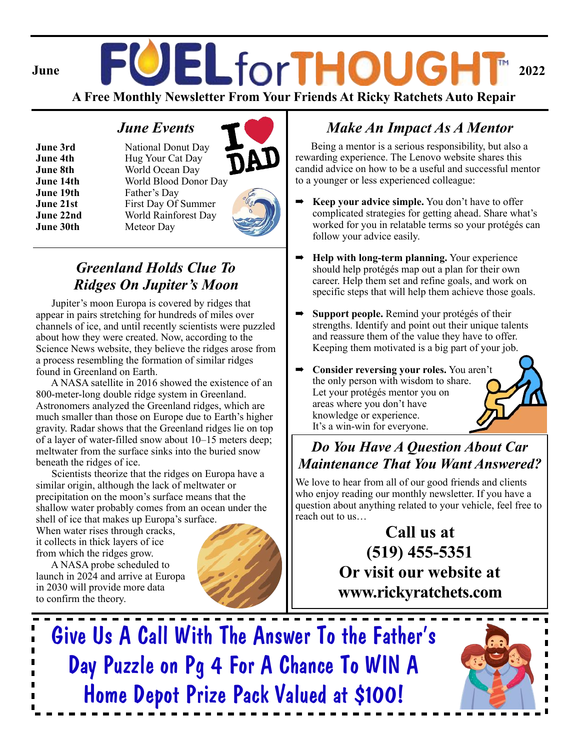June **FUEL for THOUGHT™** 2022

**A Free Monthly Newsletter From Your Friends At Ricky Ratchets Auto Repair**

## *June Events*

| | |
|---|---|
| **June 3rd** | National Donut Day |
| **June 4th** | Hug Your Cat Day |
| **June 8th** | World Ocean Day |
| **June 14th** | World Blood Donor Day |
| **June 19th** | Father's Day |
| **June 21st** | First Day Of Summer |
| **June 22nd** | World Rainforest Day |
| **June 30th** | Meteor Day |

## *Greenland Holds Clue To Ridges On Jupiter's Moon*

Jupiter's moon Europa is covered by ridges that appear in pairs stretching for hundreds of miles over channels of ice, and until recently scientists were puzzled about how they were created. Now, according to the Science News website, they believe the ridges arose from a process resembling the formation of similar ridges found in Greenland on Earth.

A NASA satellite in 2016 showed the existence of an 800-meter-long double ridge system in Greenland. Astronomers analyzed the Greenland ridges, which are much smaller than those on Europe due to Earth's higher gravity. Radar shows that the Greenland ridges lie on top of a layer of water-filled snow about 10–15 meters deep; meltwater from the surface sinks into the buried snow beneath the ridges of ice.

Scientists theorize that the ridges on Europa have a similar origin, although the lack of meltwater or precipitation on the moon's surface means that the shallow water probably comes from an ocean under the shell of ice that makes up Europa's surface. When water rises through cracks, it collects in thick layers of ice from which the ridges grow.

A NASA probe scheduled to launch in 2024 and arrive at Europa in 2030 will provide more data to confirm the theory.

## *Make An Impact As A Mentor*

Being a mentor is a serious responsibility, but also a rewarding experience. The Lenovo website shares this candid advice on how to be a useful and successful mentor to a younger or less experienced colleague:

- **Keep your advice simple.** You don't have to offer complicated strategies for getting ahead. Share what's worked for you in relatable terms so your protégés can follow your advice easily.
- **Help with long-term planning.** Your experience should help protégés map out a plan for their own career. Help them set and refine goals, and work on specific steps that will help them achieve those goals.
- **Support people.** Remind your protégés of their strengths. Identify and point out their unique talents and reassure them of the value they have to offer. Keeping them motivated is a big part of your job.
- **Consider reversing your roles.** You aren't the only person with wisdom to share. Let your protégés mentor you on areas where you don't have knowledge or experience. It's a win-win for everyone.

## *Do You Have A Question About Car Maintenance That You Want Answered?*

We love to hear from all of our good friends and clients who enjoy reading our monthly newsletter. If you have a question about anything related to your vehicle, feel free to reach out to us…

**Call us at**
**(519) 455-5351**
**Or visit our website at**
**www.rickyratchets.com**

**Give Us A Call With The Answer To the Father's Day Puzzle on Pg 4 For A Chance To WIN A Home Depot Prize Pack Valued at $100!**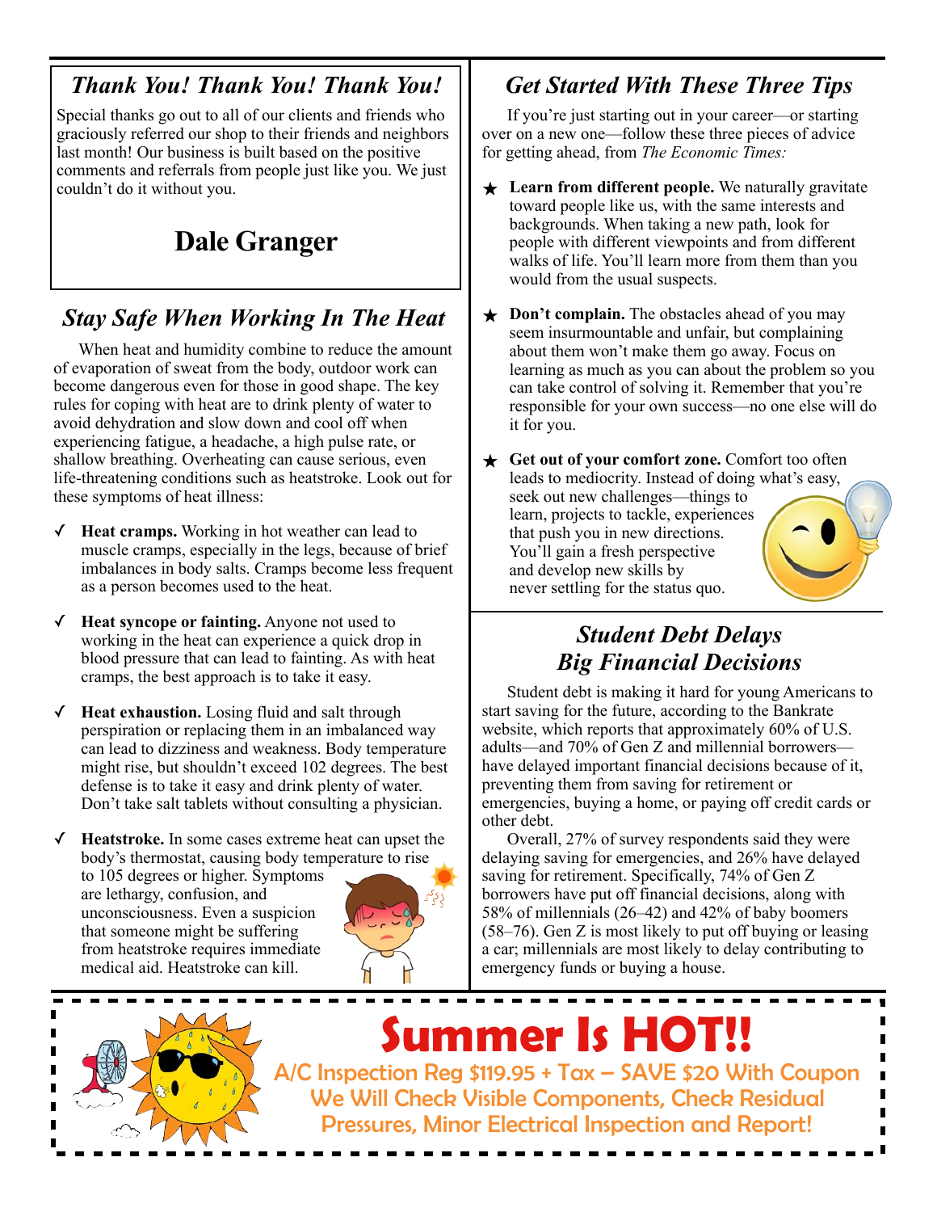## *Thank You! Thank You! Thank You!*

Special thanks go out to all of our clients and friends who graciously referred our shop to their friends and neighbors last month! Our business is built based on the positive comments and referrals from people just like you. We just couldn't do it without you.

**Dale Granger**

## *Stay Safe When Working In The Heat*

When heat and humidity combine to reduce the amount of evaporation of sweat from the body, outdoor work can become dangerous even for those in good shape. The key rules for coping with heat are to drink plenty of water to avoid dehydration and slow down and cool off when experiencing fatigue, a headache, a high pulse rate, or shallow breathing. Overheating can cause serious, even life-threatening conditions such as heatstroke. Look out for these symptoms of heat illness:

- ✓ **Heat cramps.** Working in hot weather can lead to muscle cramps, especially in the legs, because of brief imbalances in body salts. Cramps become less frequent as a person becomes used to the heat.
- ✓ **Heat syncope or fainting.** Anyone not used to working in the heat can experience a quick drop in blood pressure that can lead to fainting. As with heat cramps, the best approach is to take it easy.
- ✓ **Heat exhaustion.** Losing fluid and salt through perspiration or replacing them in an imbalanced way can lead to dizziness and weakness. Body temperature might rise, but shouldn't exceed 102 degrees. The best defense is to take it easy and drink plenty of water. Don't take salt tablets without consulting a physician.
- ✓ **Heatstroke.** In some cases extreme heat can upset the body's thermostat, causing body temperature to rise to 105 degrees or higher. Symptoms are lethargy, confusion, and unconsciousness. Even a suspicion that someone might be suffering from heatstroke requires immediate medical aid. Heatstroke can kill.

## *Get Started With These Three Tips*

If you're just starting out in your career—or starting over on a new one—follow these three pieces of advice for getting ahead, from *The Economic Times:*

- ★ **Learn from different people.** We naturally gravitate toward people like us, with the same interests and backgrounds. When taking a new path, look for people with different viewpoints and from different walks of life. You'll learn more from them than you would from the usual suspects.
- ★ **Don't complain.** The obstacles ahead of you may seem insurmountable and unfair, but complaining about them won't make them go away. Focus on learning as much as you can about the problem so you can take control of solving it. Remember that you're responsible for your own success—no one else will do it for you.
- ★ **Get out of your comfort zone.** Comfort too often leads to mediocrity. Instead of doing what's easy, seek out new challenges—things to learn, projects to tackle, experiences that push you in new directions. You'll gain a fresh perspective and develop new skills by never settling for the status quo.

## *Student Debt Delays Big Financial Decisions*

Student debt is making it hard for young Americans to start saving for the future, according to the Bankrate website, which reports that approximately 60% of U.S. adults—and 70% of Gen Z and millennial borrowers—have delayed important financial decisions because of it, preventing them from saving for retirement or emergencies, buying a home, or paying off credit cards or other debt.

Overall, 27% of survey respondents said they were delaying saving for emergencies, and 26% have delayed saving for retirement. Specifically, 74% of Gen Z borrowers have put off financial decisions, along with 58% of millennials (26–42) and 42% of baby boomers (58–76). Gen Z is most likely to put off buying or leasing a car; millennials are most likely to delay contributing to emergency funds or buying a house.

# Summer Is HOT!!

A/C Inspection Reg $119.95 + Tax – SAVE $20 With Coupon
We Will Check Visible Components, Check Residual Pressures, Minor Electrical Inspection and Report!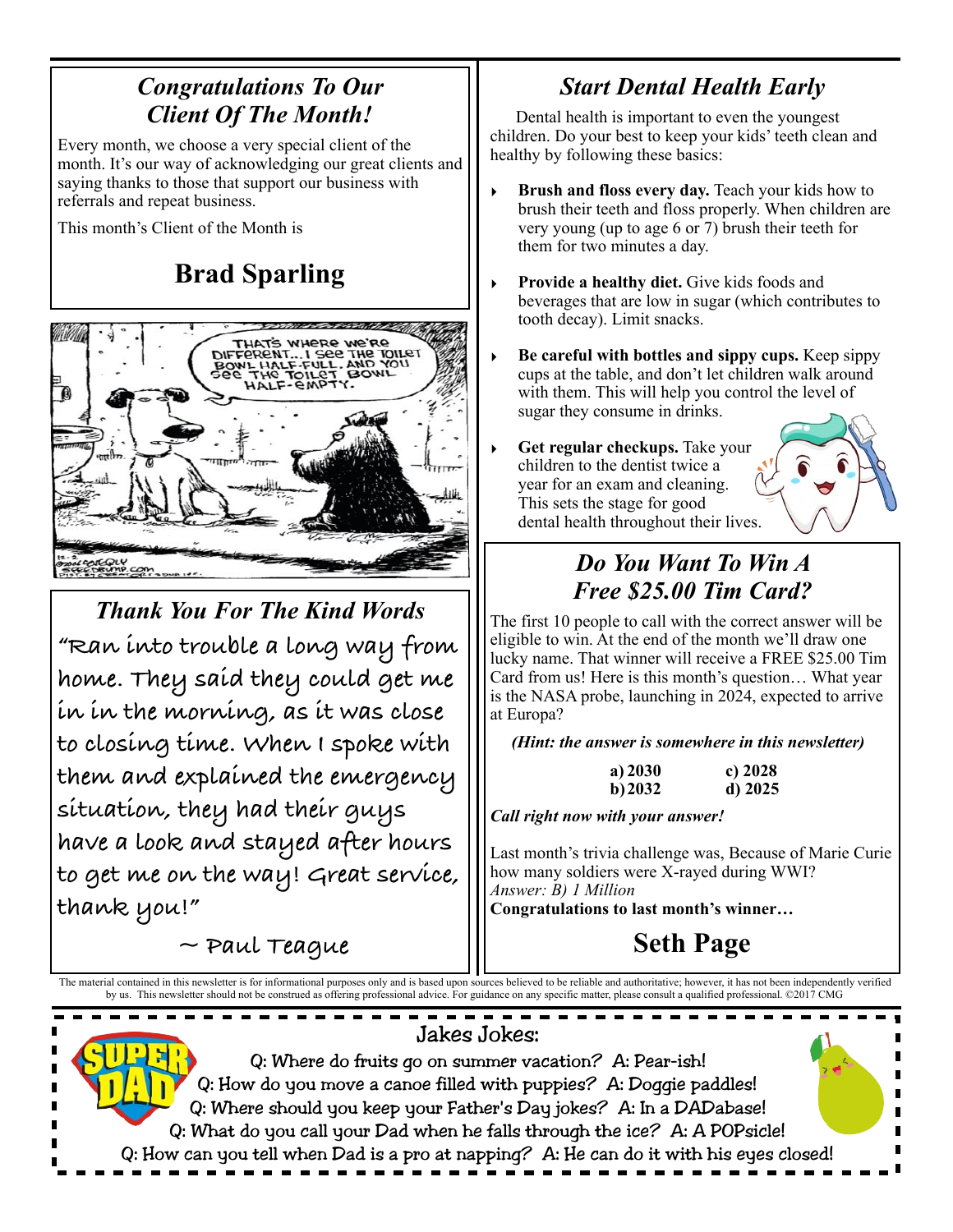## Congratulations To Our Client Of The Month!

Every month, we choose a very special client of the month. It's our way of acknowledging our great clients and saying thanks to those that support our business with referrals and repeat business.

This month's Client of the Month is

# Brad Sparling

## Thank You For The Kind Words

"Ran into trouble a long way from home. They said they could get me in in the morning, as it was close to closing time. When I spoke with them and explained the emergency situation, they had their guys have a look and stayed after hours to get me on the way! Great service, thank you!"

~ Paul Teague

## Start Dental Health Early

Dental health is important to even the youngest children. Do your best to keep your kids' teeth clean and healthy by following these basics:

- **Brush and floss every day.** Teach your kids how to brush their teeth and floss properly. When children are very young (up to age 6 or 7) brush their teeth for them for two minutes a day.
- **Provide a healthy diet.** Give kids foods and beverages that are low in sugar (which contributes to tooth decay). Limit snacks.
- **Be careful with bottles and sippy cups.** Keep sippy cups at the table, and don't let children walk around with them. This will help you control the level of sugar they consume in drinks.
- **Get regular checkups.** Take your children to the dentist twice a year for an exam and cleaning. This sets the stage for good dental health throughout their lives.

## Do You Want To Win A Free $25.00 Tim Card?

The first 10 people to call with the correct answer will be eligible to win. At the end of the month we'll draw one lucky name. That winner will receive a FREE $25.00 Tim Card from us! Here is this month's question… What year is the NASA probe, launching in 2024, expected to arrive at Europa?

***(Hint: the answer is somewhere in this newsletter)***

**a) 2030** **c) 2028**
**b) 2032** **d) 2025**

***Call right now with your answer!***

Last month's trivia challenge was, Because of Marie Curie how many soldiers were X-rayed during WWI?
*Answer: B) 1 Million*
**Congratulations to last month's winner…**

# Seth Page

The material contained in this newsletter is for informational purposes only and is based upon sources believed to be reliable and authoritative; however, it has not been independently verified by us. This newsletter should not be construed as offering professional advice. For guidance on any specific matter, please consult a qualified professional. ©2017 CMG

## Jakes Jokes:

Q: Where do fruits go on summer vacation? A: Pear-ish!
Q: How do you move a canoe filled with puppies? A: Doggie paddles!
Q: Where should you keep your Father's Day jokes? A: In a DADabase!
Q: What do you call your Dad when he falls through the ice? A: A POPsicle!
Q: How can you tell when Dad is a pro at napping? A: He can do it with his eyes closed!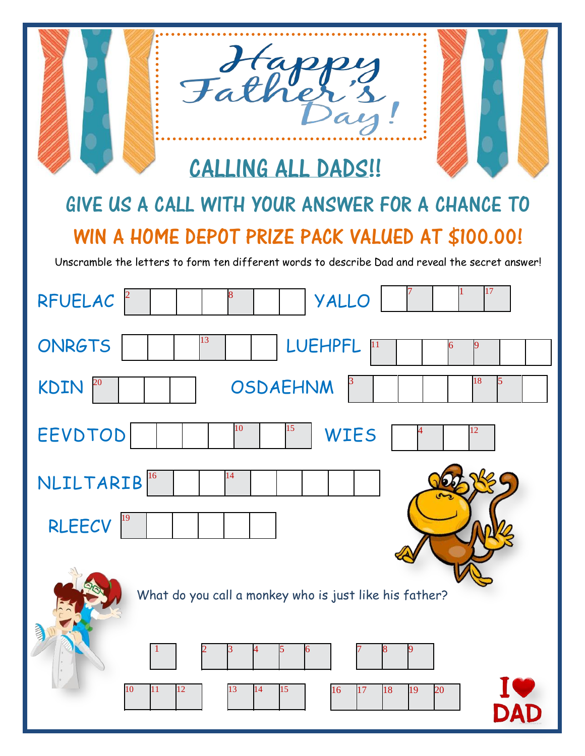# Happy Father's Day!

## CALLING ALL DADS!!

### GIVE US A CALL WITH YOUR ANSWER FOR A CHANCE TO

### WIN A HOME DEPOT PRIZE PACK VALUED AT $100.00!

Unscramble the letters to form ten different words to describe Dad and reveal the secret answer!

RFUELAC [2] _ _ _ [8] _ _

YALLO _ [7] _ [1] [17]

ONRGTS _ _ _ [13] _ _

LUEHPFL [11] _ _ [6] [9] _ _

KDIN [20] _ _ _

OSDAEHNM [3] _ _ _ _ [18] [5] _

EEVDTOD _ _ _ _ [10] _ [15]

WIES _ [4] _ [12]

NLILTARIB [16] _ _ [14] _ _ _ _ _

RLEECV [19] _ _ _ _ _

What do you call a monkey who is just like his father?

[1] [2] [3] [4] [5] [6] [7] [8] [9]

[10] [11] [12] [13] [14] [15] [16] [17] [18] [19] [20]

I ❤ DAD